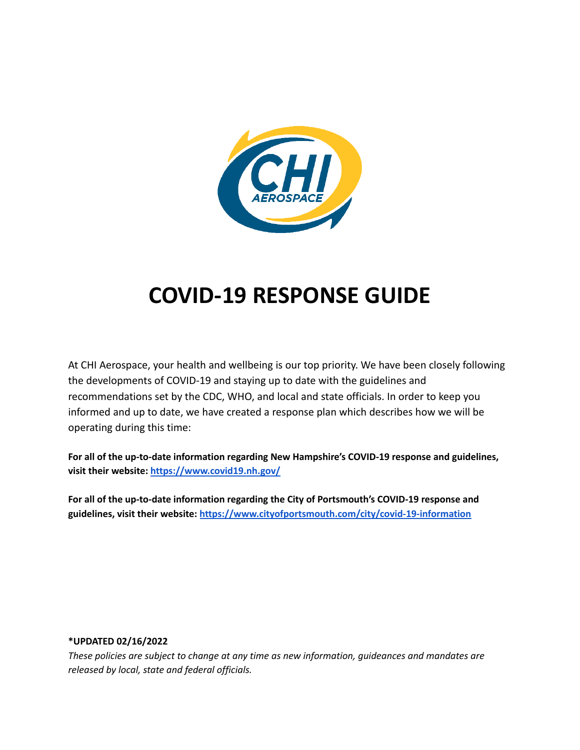# COVID-19 RESPONSE GUIDE

At CHI Aerospace, your health and wellbeing is our top priority. We have been closely following the developments of COVID-19 and staying up to date with the guidelines and recommendations set by the CDC, WHO, and local and state officials. In order to keep you informed and up to date, we have created a response plan which describes how we will be operating during this time:

**For all of the up-to-date information regarding New Hampshire's COVID-19 response and guidelines, visit their website: [https://www.covid19.nh.gov/](https://www.covid19.nh.gov/)**

**For all of the up-to-date information regarding the City of Portsmouth's COVID-19 response and guidelines, visit their website: [https://www.cityofportsmouth.com/city/covid-19-information](https://www.cityofportsmouth.com/city/covid-19-information)**

**\*UPDATED 02/16/2022**

*These policies are subject to change at any time as new information, guideances and mandates are released by local, state and federal officials.*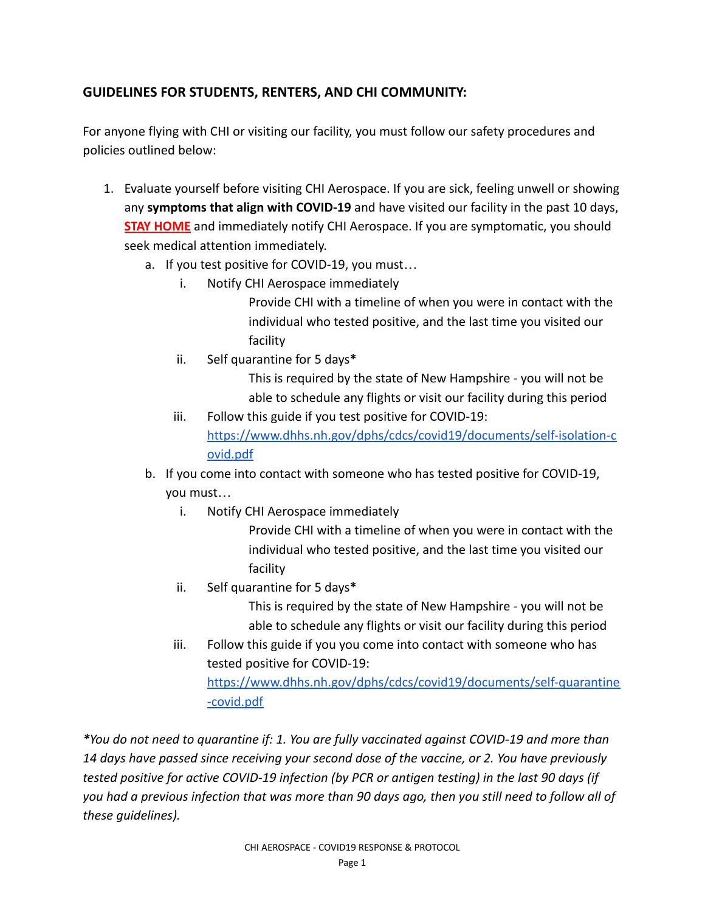## GUIDELINES FOR STUDENTS, RENTERS, AND CHI COMMUNITY:

For anyone flying with CHI or visiting our facility, you must follow our safety procedures and policies outlined below:

1. Evaluate yourself before visiting CHI Aerospace. If you are sick, feeling unwell or showing any **symptoms that align with COVID-19** and have visited our facility in the past 10 days, **STAY HOME** and immediately notify CHI Aerospace. If you are symptomatic, you should seek medical attention immediately.
   a. If you test positive for COVID-19, you must…
      i. Notify CHI Aerospace immediately
         Provide CHI with a timeline of when you were in contact with the individual who tested positive, and the last time you visited our facility
      ii. Self quarantine for 5 days**\***
         This is required by the state of New Hampshire - you will not be able to schedule any flights or visit our facility during this period
      iii. Follow this guide if you test positive for COVID-19: https://www.dhhs.nh.gov/dphs/cdcs/covid19/documents/self-isolation-covid.pdf
   b. If you come into contact with someone who has tested positive for COVID-19, you must…
      i. Notify CHI Aerospace immediately
         Provide CHI with a timeline of when you were in contact with the individual who tested positive, and the last time you visited our facility
      ii. Self quarantine for 5 days**\***
         This is required by the state of New Hampshire - you will not be able to schedule any flights or visit our facility during this period
      iii. Follow this guide if you you come into contact with someone who has tested positive for COVID-19: https://www.dhhs.nh.gov/dphs/cdcs/covid19/documents/self-quarantine-covid.pdf

*\*You do not need to quarantine if: 1. You are fully vaccinated against COVID-19 and more than 14 days have passed since receiving your second dose of the vaccine, or 2. You have previously tested positive for active COVID-19 infection (by PCR or antigen testing) in the last 90 days (if you had a previous infection that was more than 90 days ago, then you still need to follow all of these guidelines).*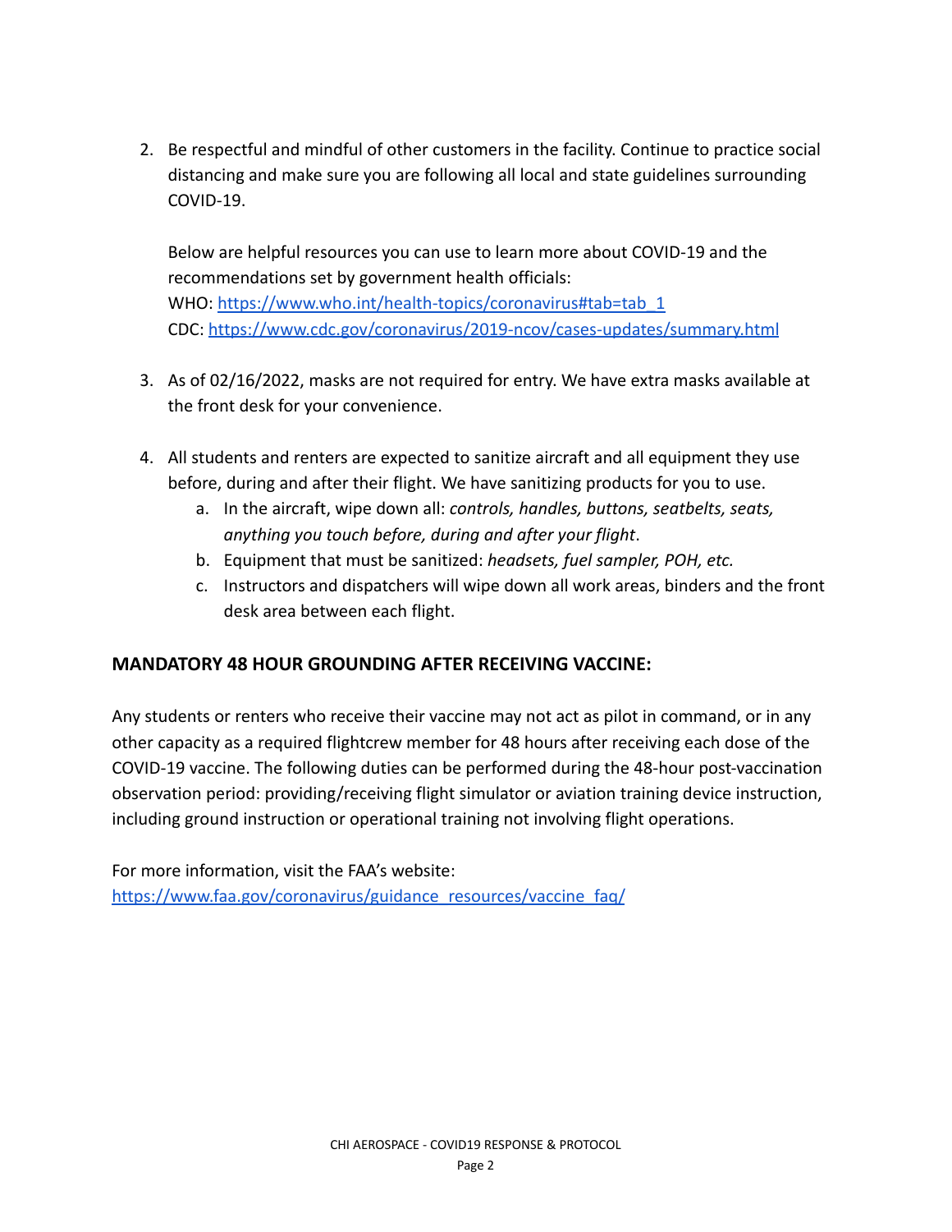2. Be respectful and mindful of other customers in the facility. Continue to practice social distancing and make sure you are following all local and state guidelines surrounding COVID-19.

   Below are helpful resources you can use to learn more about COVID-19 and the recommendations set by government health officials:
   WHO: [https://www.who.int/health-topics/coronavirus#tab=tab_1](https://www.who.int/health-topics/coronavirus#tab=tab_1)
   CDC: [https://www.cdc.gov/coronavirus/2019-ncov/cases-updates/summary.html](https://www.cdc.gov/coronavirus/2019-ncov/cases-updates/summary.html)

3. As of 02/16/2022, masks are not required for entry. We have extra masks available at the front desk for your convenience.

4. All students and renters are expected to sanitize aircraft and all equipment they use before, during and after their flight. We have sanitizing products for you to use.
   a. In the aircraft, wipe down all: *controls, handles, buttons, seatbelts, seats, anything you touch before, during and after your flight*.
   b. Equipment that must be sanitized: *headsets, fuel sampler, POH, etc.*
   c. Instructors and dispatchers will wipe down all work areas, binders and the front desk area between each flight.

### MANDATORY 48 HOUR GROUNDING AFTER RECEIVING VACCINE:

Any students or renters who receive their vaccine may not act as pilot in command, or in any other capacity as a required flightcrew member for 48 hours after receiving each dose of the COVID-19 vaccine. The following duties can be performed during the 48-hour post-vaccination observation period: providing/receiving flight simulator or aviation training device instruction, including ground instruction or operational training not involving flight operations.

For more information, visit the FAA's website:
[https://www.faa.gov/coronavirus/guidance_resources/vaccine_faq/](https://www.faa.gov/coronavirus/guidance_resources/vaccine_faq/)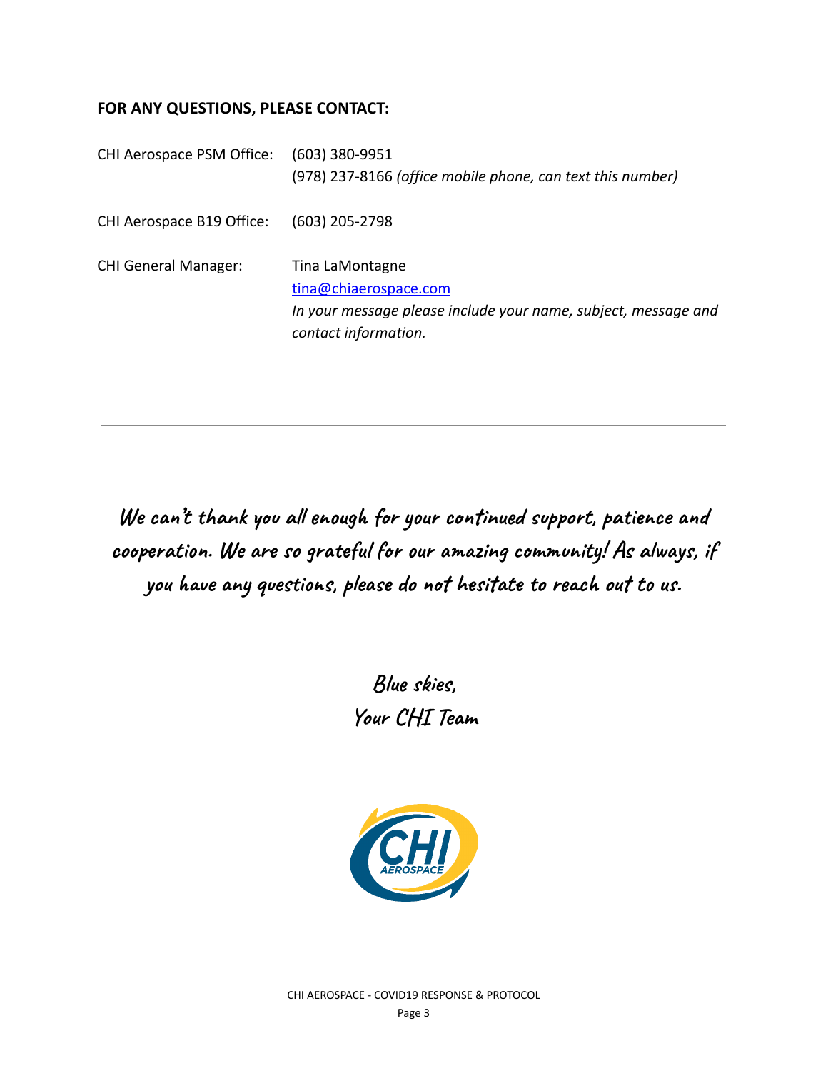**FOR ANY QUESTIONS, PLEASE CONTACT:**

CHI Aerospace PSM Office: (603) 380-9951
(978) 237-8166 *(office mobile phone, can text this number)*

CHI Aerospace B19 Office: (603) 205-2798

CHI General Manager: Tina LaMontagne
tina@chiaerospace.com
*In your message please include your name, subject, message and contact information.*

---

**We can't thank you all enough for your continued support, patience and cooperation. We are so grateful for our amazing community! As always, if you have any questions, please do not hesitate to reach out to us.**

**Blue skies,**
**Your CHI Team**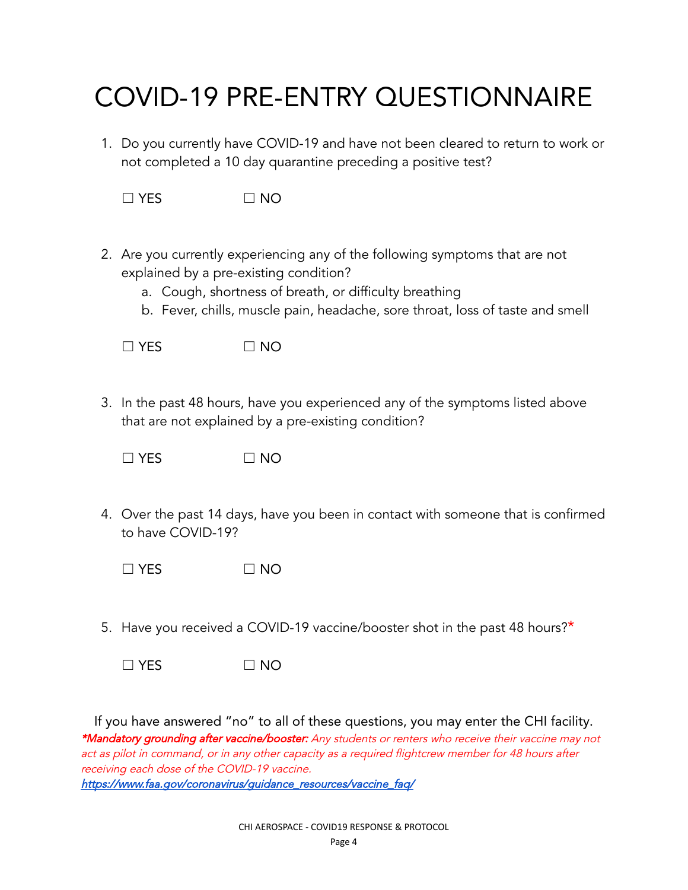# COVID-19 PRE-ENTRY QUESTIONNAIRE

1. Do you currently have COVID-19 and have not been cleared to return to work or not completed a 10 day quarantine preceding a positive test?

   ☐ YES ☐ NO

2. Are you currently experiencing any of the following symptoms that are not explained by a pre-existing condition?
   a. Cough, shortness of breath, or difficulty breathing
   b. Fever, chills, muscle pain, headache, sore throat, loss of taste and smell

   ☐ YES ☐ NO

3. In the past 48 hours, have you experienced any of the symptoms listed above that are not explained by a pre-existing condition?

   ☐ YES ☐ NO

4. Over the past 14 days, have you been in contact with someone that is confirmed to have COVID-19?

   ☐ YES ☐ NO

5. Have you received a COVID-19 vaccine/booster shot in the past 48 hours?*

   ☐ YES ☐ NO

If you have answered "no" to all of these questions, you may enter the CHI facility.

***Mandatory grounding after vaccine/booster:*** *Any students or renters who receive their vaccine may not act as pilot in command, or in any other capacity as a required flightcrew member for 48 hours after receiving each dose of the COVID-19 vaccine.*

*https://www.faa.gov/coronavirus/guidance_resources/vaccine_faq/*